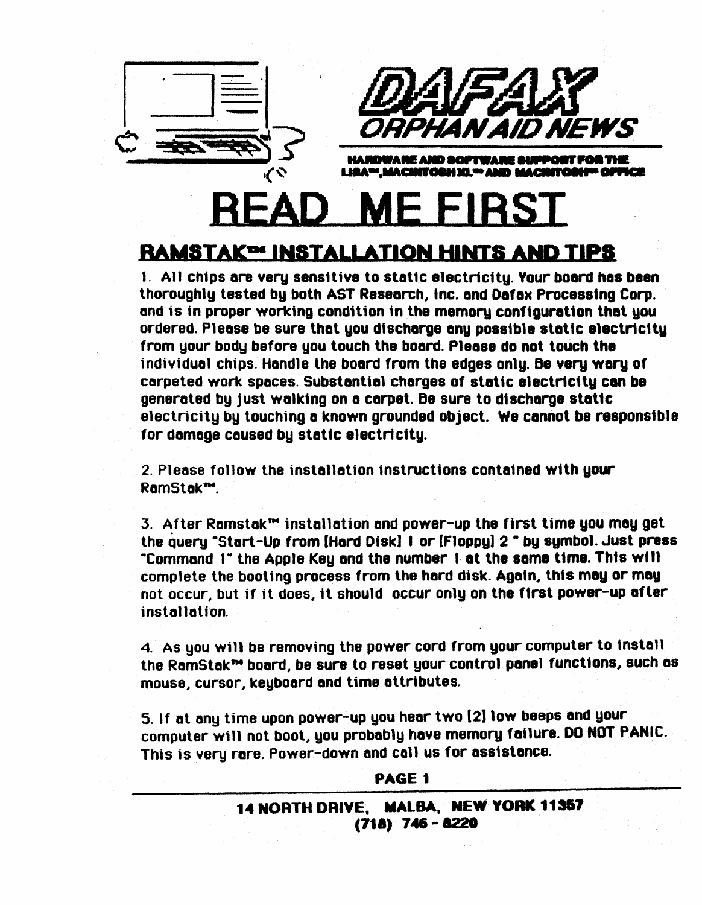# DAFAX ORPHAN AID NEWS

**HARDWARE AND SOFTWARE SUPPORT FOR THE LISA™, MACINTOSH XL™ AND MACINTOSH™ OFFICE**

# READ ME FIRST

## RAMSTAK™ INSTALLATION HINTS AND TIPS

1. All chips are very sensitive to static electricity. Your board has been thoroughly tested by both AST Research, Inc. and Dafax Processing Corp. and is in proper working condition in the memory configuration that you ordered. Please be sure that you discharge any possible static electricity from your body before you touch the board. Please do not touch the individual chips. Handle the board from the edges only. Be very wary of carpeted work spaces. Substantial charges of static electricity can be generated by just walking on a carpet. Be sure to discharge static electricity by touching a known grounded object. We cannot be responsible for damage caused by static electricity.

2. Please follow the installation instructions contained with your RamStak™.

3. After Ramstak™ installation and power-up the first time you may get the query "Start-Up from [Hard Disk] 1 or [Floppy] 2 " by symbol. Just press "Command 1" the Apple Key and the number 1 at the same time. This will complete the booting process from the hard disk. Again, this may or may not occur, but if it does, it should occur only on the first power-up after installation.

4. As you will be removing the power cord from your computer to install the RamStak™ board, be sure to reset your control panel functions, such as mouse, cursor, keyboard and time attributes.

5. If at any time upon power-up you hear two [2] low beeps and your computer will not boot, you probably have memory failure. DO NOT PANIC. This is very rare. Power-down and call us for assistance.

**PAGE 1**

**14 NORTH DRIVE, MALBA, NEW YORK 11357**
**(718) 746 - 8220**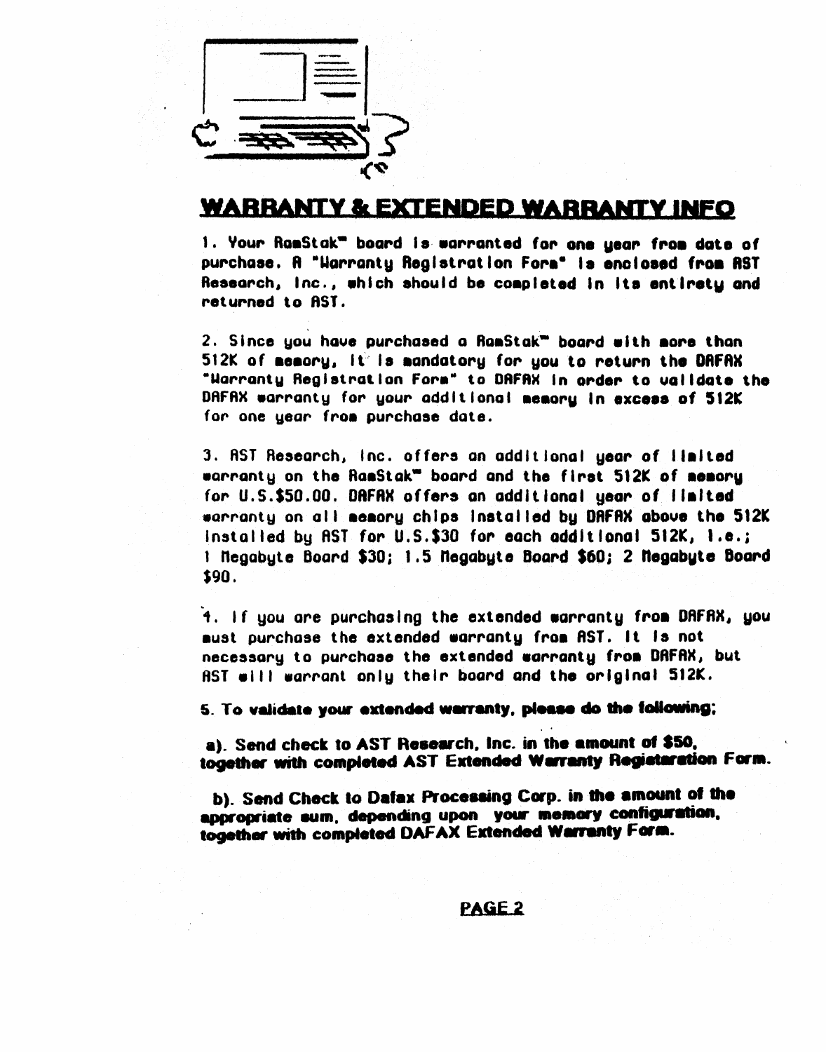## WARRANTY & EXTENDED WARRANTY INFO

1. Your RamStak™ board is warranted for one year from date of purchase. A "Warranty Registration Form" is enclosed from AST Research, Inc., which should be completed in its entirety and returned to AST.

2. Since you have purchased a RamStak™ board with more than 512K of memory, it is mandatory for you to return the DAFAX "Warranty Registration Form" to DAFAX in order to validate the DAFAX warranty for your additional memory in excess of 512K for one year from purchase date.

3. AST Research, Inc. offers an additional year of limited warranty on the RamStak™ board and the first 512K of memory for U.S.$50.00. DAFAX offers an additional year of limited warranty on all memory chips installed by DAFAX above the 512K installed by AST for U.S.$30 for each additional 512K, i.e.; 1 Megabyte Board $30; 1.5 Megabyte Board $60; 2 Megabyte Board $90.

4. If you are purchasing the extended warranty from DAFAX, you must purchase the extended warranty from AST. It is not necessary to purchase the extended warranty from DAFAX, but AST will warrant only their board and the original 512K.

**5. To validate your extended warranty, please do the following;**

**a). Send check to AST Research, Inc. in the amount of $50, together with completed AST Extended Warranty Registaration Form.**

**b). Send Check to Dafax Processing Corp. in the amount of the appropriate sum, depending upon your memory configuration, together with completed DAFAX Extended Warranty Form.**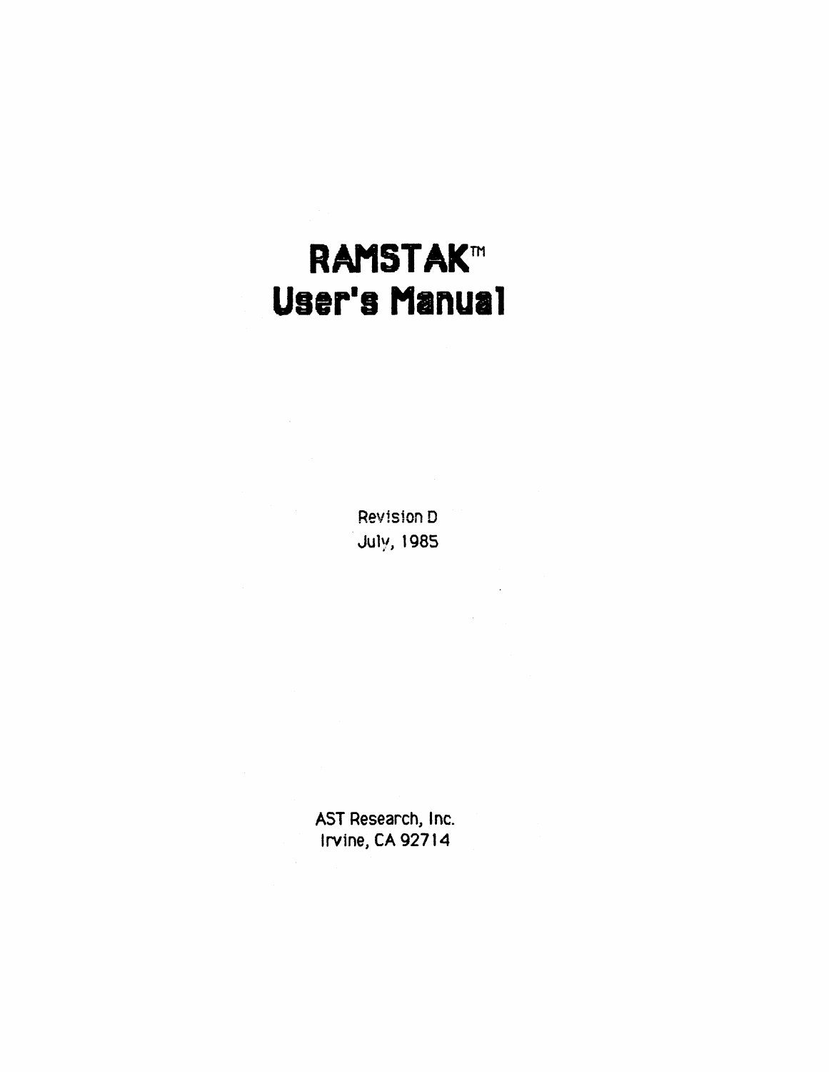# RAMSTAK™ User's Manual

Revision D
July, 1985

AST Research, Inc.
Irvine, CA 92714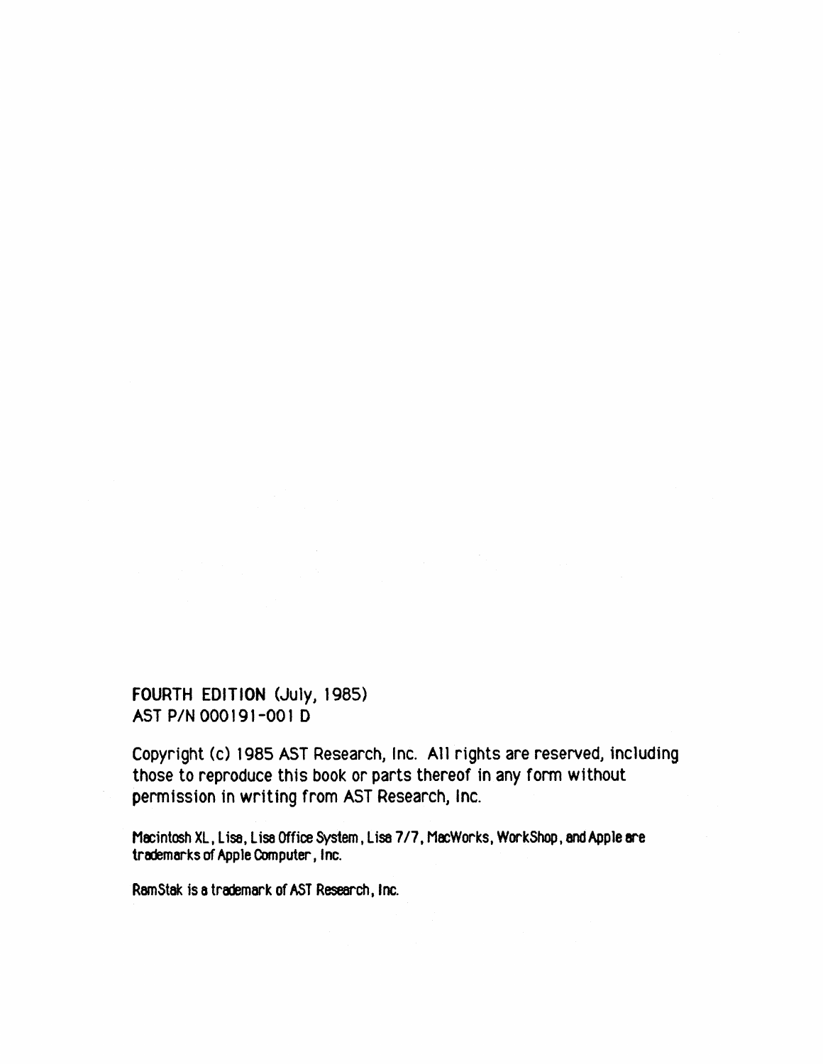**FOURTH EDITION** (July, 1985)
AST P/N 000191-001 D

Copyright (c) 1985 AST Research, Inc. All rights are reserved, including those to reproduce this book or parts thereof in any form without permission in writing from AST Research, Inc.

Macintosh XL, Lisa, Lisa Office System, Lisa 7/7, MacWorks, WorkShop, and Apple are trademarks of Apple Computer, Inc.

RamStak is a trademark of AST Research, Inc.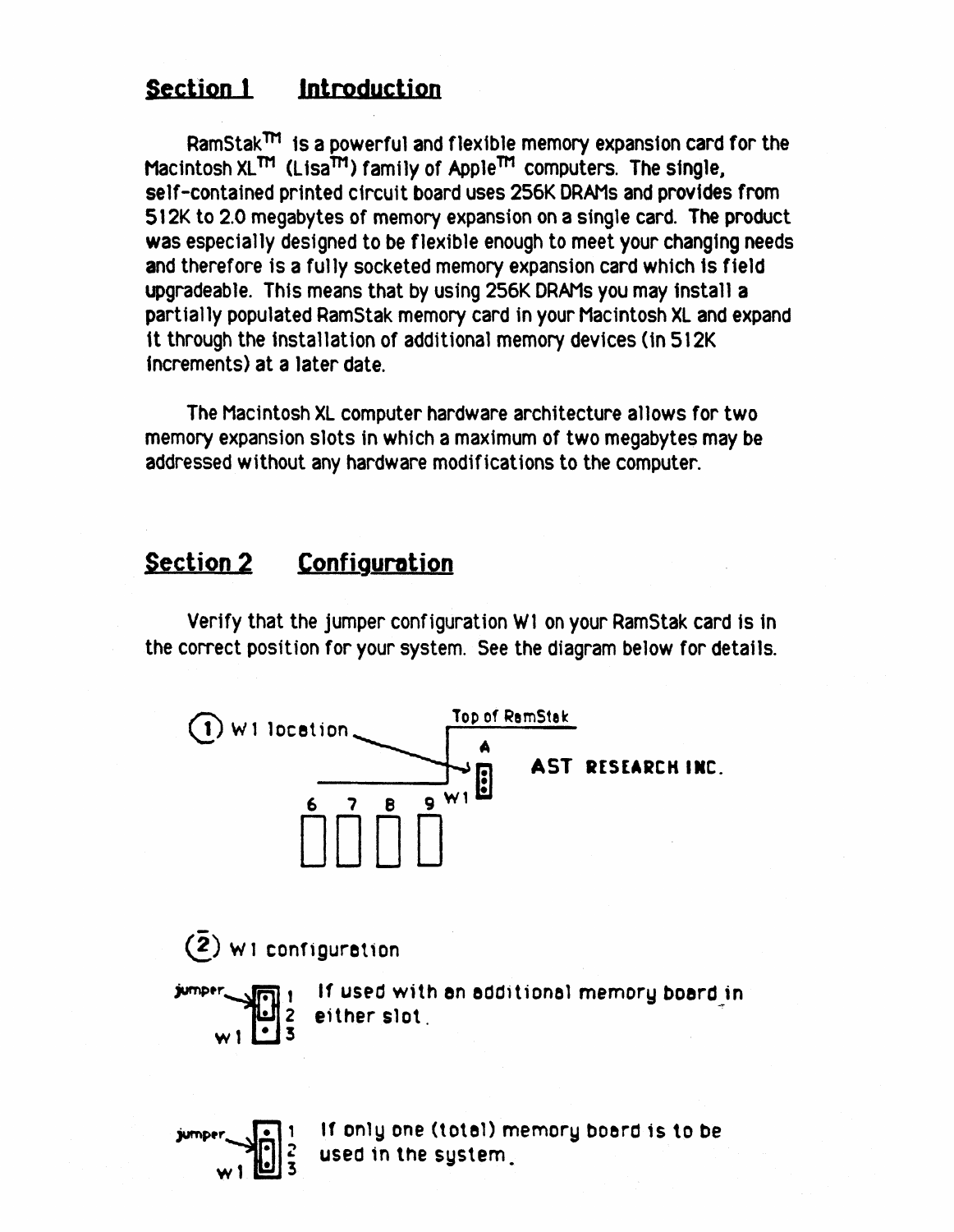## Section 1 Introduction

RamStak™ is a powerful and flexible memory expansion card for the Macintosh XL™ (Lisa™) family of Apple™ computers. The single, self-contained printed circuit board uses 256K DRAMs and provides from 512K to 2.0 megabytes of memory expansion on a single card. The product was especially designed to be flexible enough to meet your changing needs and therefore is a fully socketed memory expansion card which is field upgradeable. This means that by using 256K DRAMs you may install a partially populated RamStak memory card in your Macintosh XL and expand it through the installation of additional memory devices (in 512K increments) at a later date.

The Macintosh XL computer hardware architecture allows for two memory expansion slots in which a maximum of two megabytes may be addressed without any hardware modifications to the computer.

## Section 2 Configuration

Verify that the jumper configuration W1 on your RamStak card is in the correct position for your system. See the diagram below for details.

(1) W1 location

Top of RamStak

A

AST RESEARCH INC.

6 7 8 9 W1

(2) W1 configuration

jumper — W1 pins 1 2 3 (jumper on pins 1–2): If used with an additional memory board in either slot.

jumper — W1 pins 1 2 3 (jumper on pins 2–3): If only one (total) memory board is to be used in the system.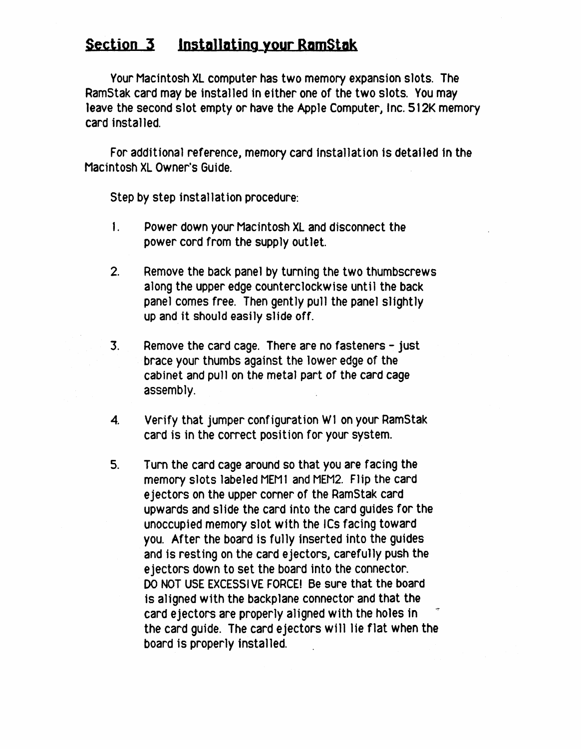## Section 3 Installating your RamStak

Your Macintosh XL computer has two memory expansion slots. The RamStak card may be installed in either one of the two slots. You may leave the second slot empty or have the Apple Computer, Inc. 512K memory card installed.

For additional reference, memory card installation is detailed in the Macintosh XL Owner's Guide.

Step by step installation procedure:

1. Power down your Macintosh XL and disconnect the power cord from the supply outlet.

2. Remove the back panel by turning the two thumbscrews along the upper edge counterclockwise until the back panel comes free. Then gently pull the panel slightly up and it should easily slide off.

3. Remove the card cage. There are no fasteners - just brace your thumbs against the lower edge of the cabinet and pull on the metal part of the card cage assembly.

4. Verify that jumper configuration W1 on your RamStak card is in the correct position for your system.

5. Turn the card cage around so that you are facing the memory slots labeled MEM1 and MEM2. Flip the card ejectors on the upper corner of the RamStak card upwards and slide the card into the card guides for the unoccupied memory slot with the ICs facing toward you. After the board is fully inserted into the guides and is resting on the card ejectors, carefully push the ejectors down to set the board into the connector. DO NOT USE EXCESSIVE FORCE! Be sure that the board is aligned with the backplane connector and that the card ejectors are properly aligned with the holes in the card guide. The card ejectors will lie flat when the board is properly installed.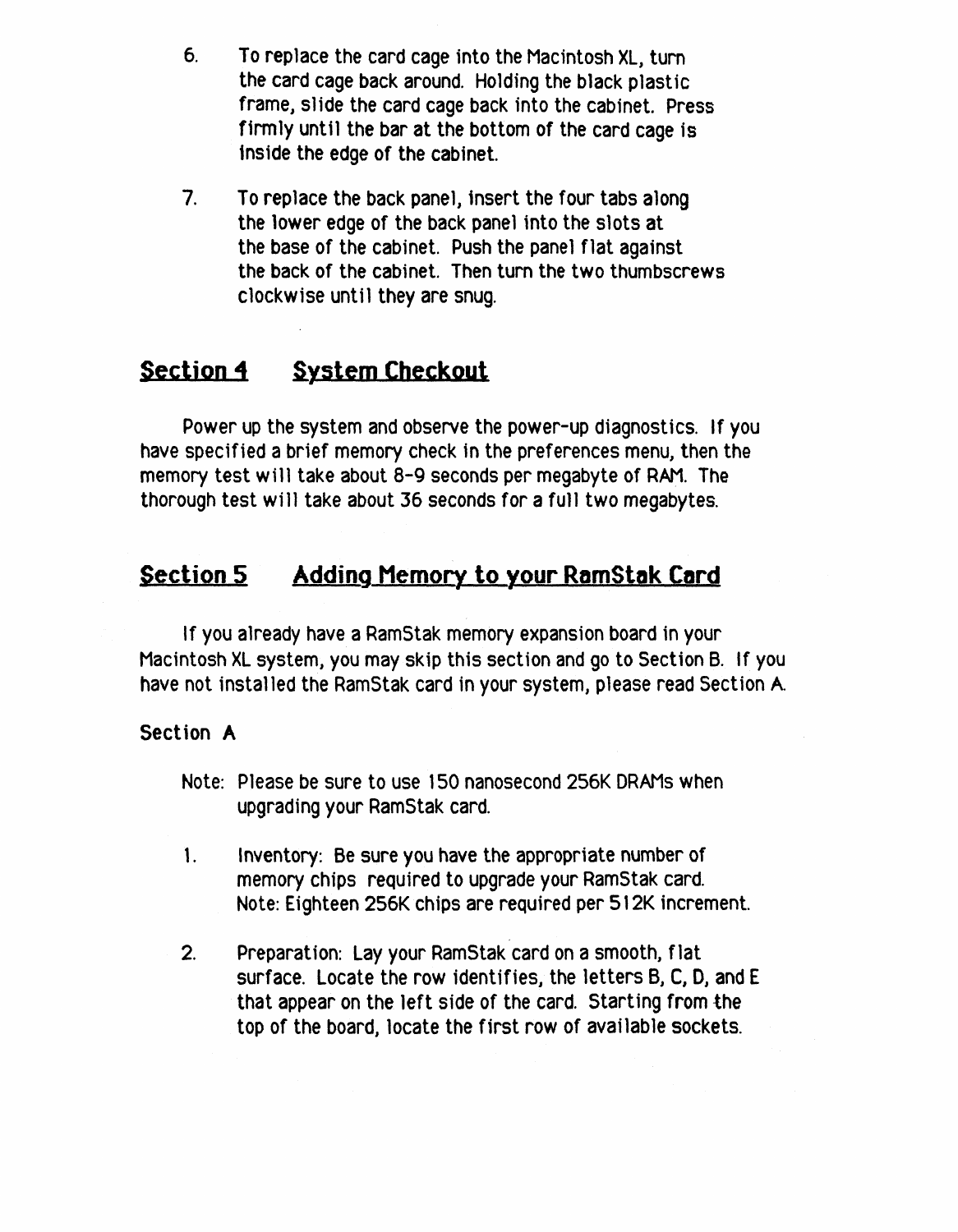6. To replace the card cage into the Macintosh XL, turn the card cage back around. Holding the black plastic frame, slide the card cage back into the cabinet. Press firmly until the bar at the bottom of the card cage is inside the edge of the cabinet.

7. To replace the back panel, insert the four tabs along the lower edge of the back panel into the slots at the base of the cabinet. Push the panel flat against the back of the cabinet. Then turn the two thumbscrews clockwise until they are snug.

## Section 4 System Checkout

Power up the system and observe the power-up diagnostics. If you have specified a brief memory check in the preferences menu, then the memory test will take about 8-9 seconds per megabyte of RAM. The thorough test will take about 36 seconds for a full two megabytes.

## Section 5 Adding Memory to your RamStak Card

If you already have a RamStak memory expansion board in your Macintosh XL system, you may skip this section and go to Section B. If you have not installed the RamStak card in your system, please read Section A.

### Section A

Note: Please be sure to use 150 nanosecond 256K DRAMs when upgrading your RamStak card.

1. Inventory: Be sure you have the appropriate number of memory chips required to upgrade your RamStak card. Note: Eighteen 256K chips are required per 512K increment.

2. Preparation: Lay your RamStak card on a smooth, flat surface. Locate the row identifies, the letters B, C, D, and E that appear on the left side of the card. Starting from the top of the board, locate the first row of available sockets.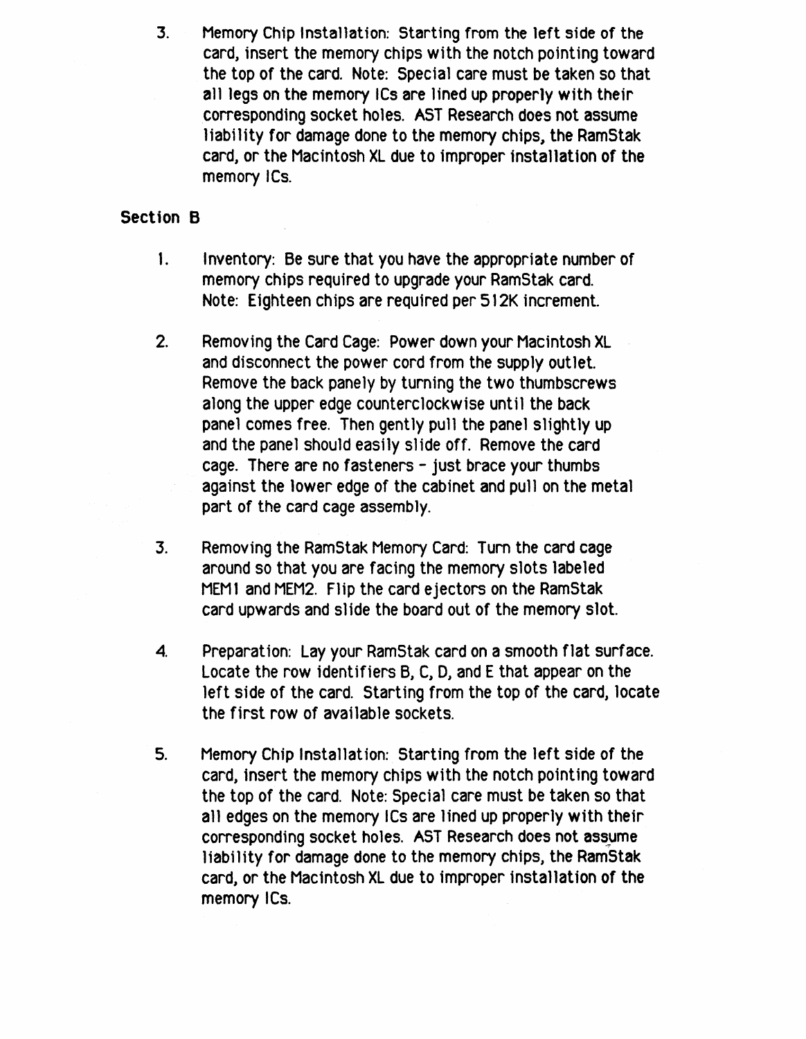3. Memory Chip Installation: Starting from the left side of the card, insert the memory chips with the notch pointing toward the top of the card. Note: Special care must be taken so that all legs on the memory ICs are lined up properly with their corresponding socket holes. AST Research does not assume liability for damage done to the memory chips, the RamStak card, or the Macintosh XL due to improper installation of the memory ICs.

## Section B

1. Inventory: Be sure that you have the appropriate number of memory chips required to upgrade your RamStak card. Note: Eighteen chips are required per 512K increment.

2. Removing the Card Cage: Power down your Macintosh XL and disconnect the power cord from the supply outlet. Remove the back panely by turning the two thumbscrews along the upper edge counterclockwise until the back panel comes free. Then gently pull the panel slightly up and the panel should easily slide off. Remove the card cage. There are no fasteners - just brace your thumbs against the lower edge of the cabinet and pull on the metal part of the card cage assembly.

3. Removing the RamStak Memory Card: Turn the card cage around so that you are facing the memory slots labeled MEM1 and MEM2. Flip the card ejectors on the RamStak card upwards and slide the board out of the memory slot.

4. Preparation: Lay your RamStak card on a smooth flat surface. Locate the row identifiers B, C, D, and E that appear on the left side of the card. Starting from the top of the card, locate the first row of available sockets.

5. Memory Chip Installation: Starting from the left side of the card, insert the memory chips with the notch pointing toward the top of the card. Note: Special care must be taken so that all edges on the memory ICs are lined up properly with their corresponding socket holes. AST Research does not assume liability for damage done to the memory chips, the RamStak card, or the Macintosh XL due to improper installation of the memory ICs.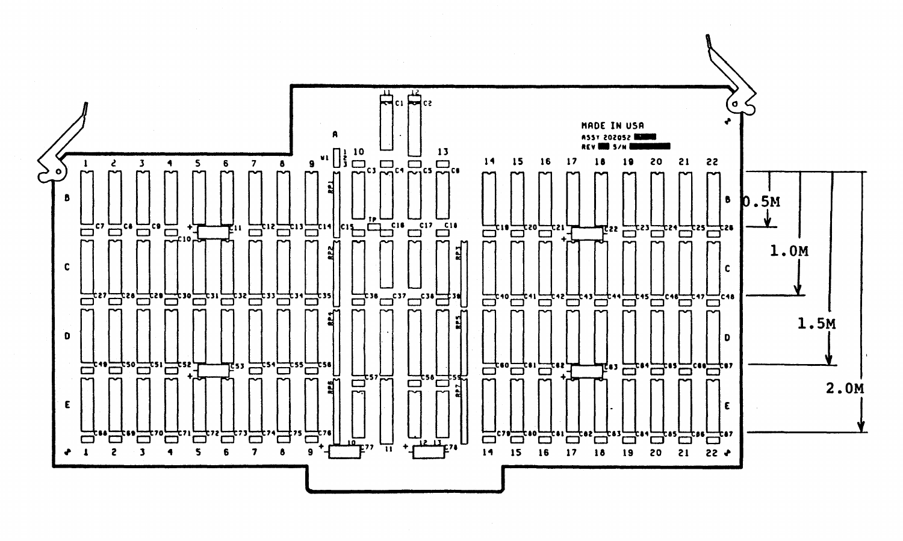MADE IN USA

ASSY 202052

REV S/N

0.5M

1.0M

1.5M

2.0M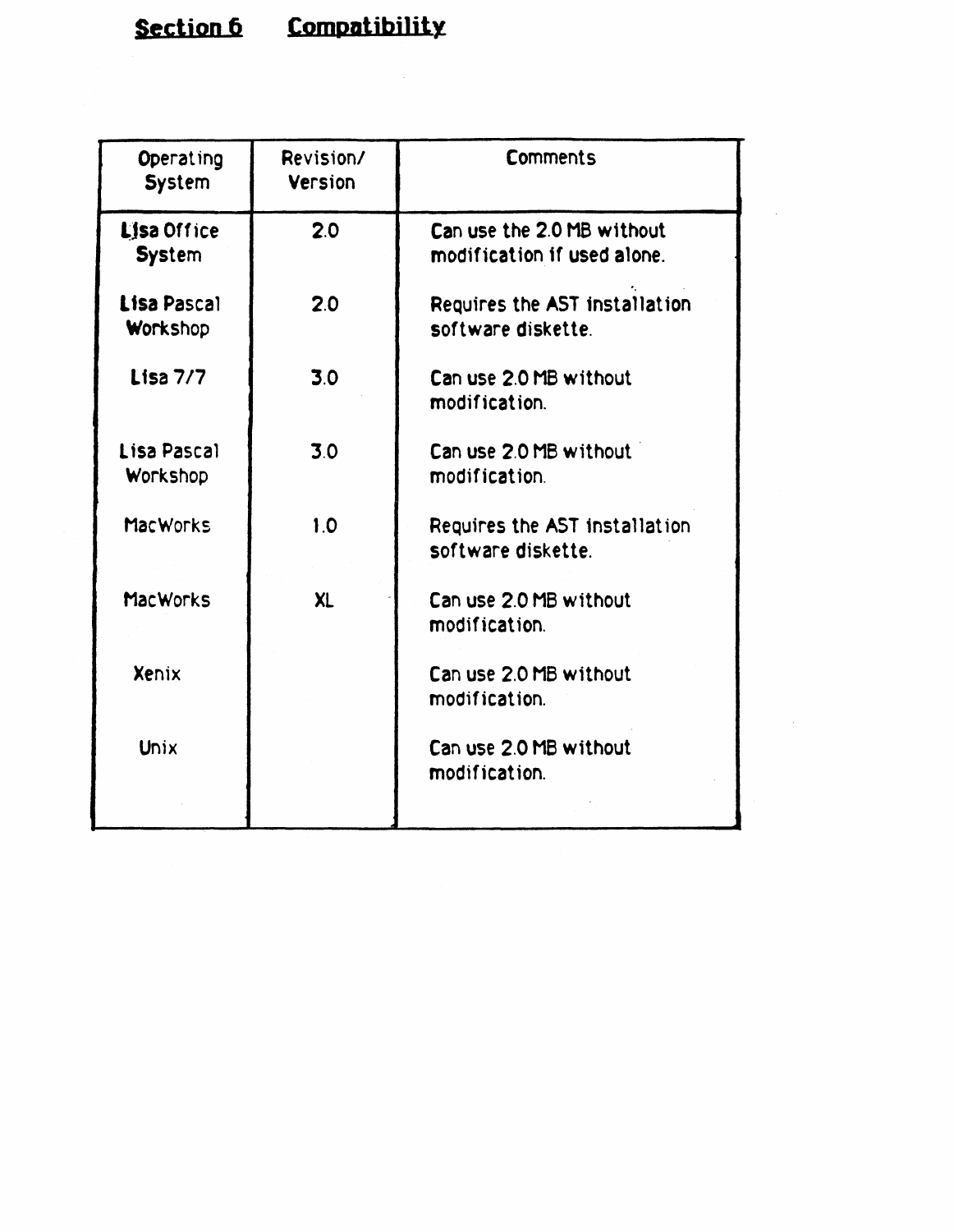## Section 6 Compatibility

| Operating System | Revision/ Version | Comments |
| --- | --- | --- |
| Lisa Office System | 2.0 | Can use the 2.0 MB without modification if used alone. |
| Lisa Pascal Workshop | 2.0 | Requires the AST installation software diskette. |
| Lisa 7/7 | 3.0 | Can use 2.0 MB without modification. |
| Lisa Pascal Workshop | 3.0 | Can use 2.0 MB without modification. |
| MacWorks | 1.0 | Requires the AST installation software diskette. |
| MacWorks | XL | Can use 2.0 MB without modification. |
| Xenix | | Can use 2.0 MB without modification. |
| Unix | | Can use 2.0 MB without modification. |